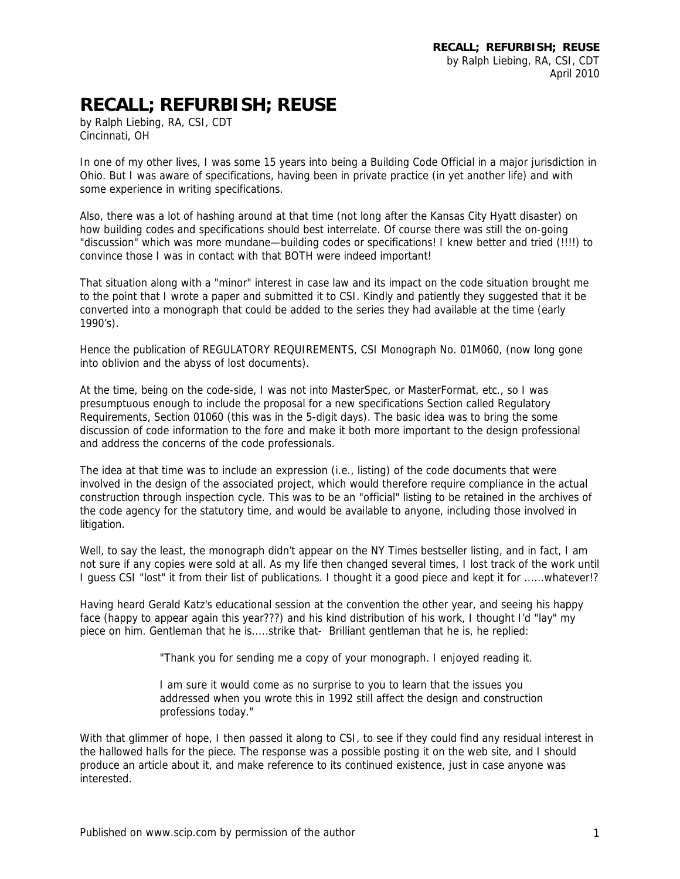# RECALL; REFURBISH; REUSE

by Ralph Liebing, RA, CSI, CDT
Cincinnati, OH

In one of my other lives, I was some 15 years into being a Building Code Official in a major jurisdiction in Ohio. But I was aware of specifications, having been in private practice (in yet another life) and with some experience in writing specifications.

Also, there was a lot of hashing around at that time (not long after the Kansas City Hyatt disaster) on how building codes and specifications should best interrelate. Of course there was still the on-going "discussion" which was more mundane—building codes or specifications! I knew better and tried (!!!!) to convince those I was in contact with that BOTH were indeed important!

That situation along with a "minor" interest in case law and its impact on the code situation brought me to the point that I wrote a paper and submitted it to CSI. Kindly and patiently they suggested that it be converted into a monograph that could be added to the series they had available at the time (early 1990's).

Hence the publication of REGULATORY REQUIREMENTS, CSI Monograph No. 01M060, (now long gone into oblivion and the abyss of lost documents).

At the time, being on the code-side, I was not into MasterSpec, or MasterFormat, etc., so I was presumptuous enough to include the proposal for a new specifications Section called Regulatory Requirements, Section 01060 (this was in the 5-digit days). The basic idea was to bring the some discussion of code information to the fore and make it both more important to the design professional and address the concerns of the code professionals.

The idea at that time was to include an expression (i.e., listing) of the code documents that were involved in the design of the associated project, which would therefore require compliance in the actual construction through inspection cycle. This was to be an "official" listing to be retained in the archives of the code agency for the statutory time, and would be available to anyone, including those involved in litigation.

Well, to say the least, the monograph didn't appear on the NY Times bestseller listing, and in fact, I am not sure if any copies were sold at all. As my life then changed several times, I lost track of the work until I guess CSI "lost" it from their list of publications. I thought it a good piece and kept it for ......whatever!?

Having heard Gerald Katz's educational session at the convention the other year, and seeing his happy face (happy to appear again this year???) and his kind distribution of his work, I thought I'd "lay" my piece on him. Gentleman that he is.....strike that- Brilliant gentleman that he is, he replied:

> "Thank you for sending me a copy of your monograph. I enjoyed reading it.
>
> I am sure it would come as no surprise to you to learn that the issues you addressed when you wrote this in 1992 still affect the design and construction professions today."

With that glimmer of hope, I then passed it along to CSI, to see if they could find any residual interest in the hallowed halls for the piece. The response was a possible posting it on the web site, and I should produce an article about it, and make reference to its continued existence, just in case anyone was interested.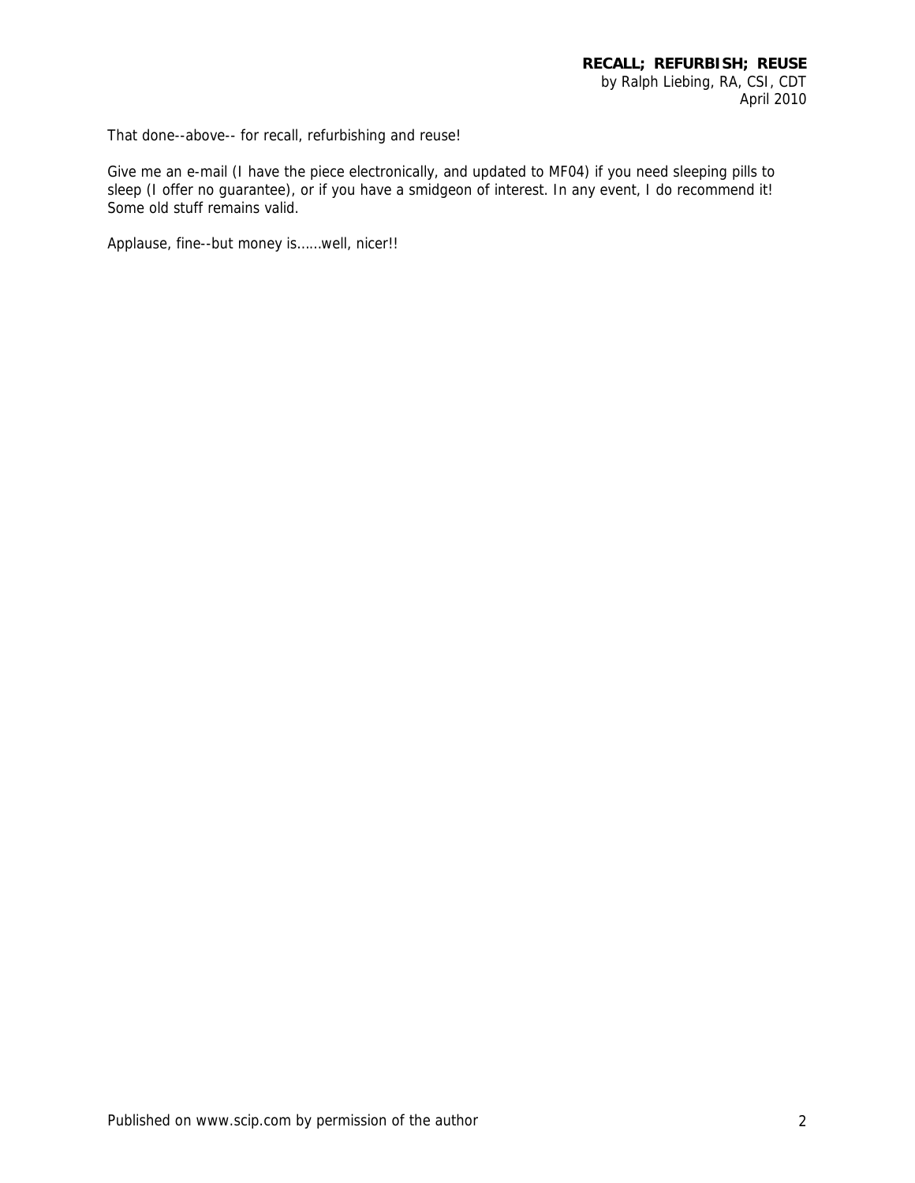That done--above-- for recall, refurbishing and reuse!

Give me an e-mail (I have the piece electronically, and updated to MF04) if you need sleeping pills to sleep (I offer no guarantee), or if you have a smidgeon of interest. In any event, I do recommend it! Some old stuff remains valid.

Applause, fine--but money is......well, nicer!!